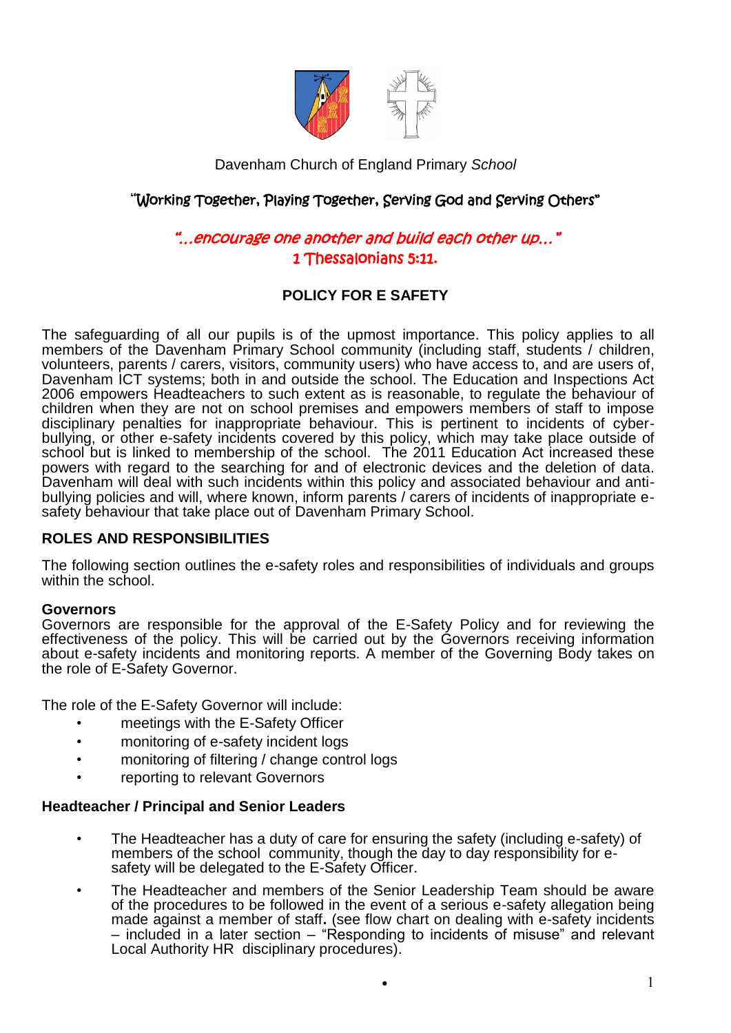Davenham Church of England Primary *School*

"Working Together, Playing Together, Serving God and Serving Others"

*"…encourage one another and build each other up…"*
1 Thessalonians 5:11.

# POLICY FOR E SAFETY

The safeguarding of all our pupils is of the upmost importance. This policy applies to all members of the Davenham Primary School community (including staff, students / children, volunteers, parents / carers, visitors, community users) who have access to, and are users of, Davenham ICT systems; both in and outside the school. The Education and Inspections Act 2006 empowers Headteachers to such extent as is reasonable, to regulate the behaviour of children when they are not on school premises and empowers members of staff to impose disciplinary penalties for inappropriate behaviour. This is pertinent to incidents of cyber-bullying, or other e-safety incidents covered by this policy, which may take place outside of school but is linked to membership of the school. The 2011 Education Act increased these powers with regard to the searching for and of electronic devices and the deletion of data. Davenham will deal with such incidents within this policy and associated behaviour and anti-bullying policies and will, where known, inform parents / carers of incidents of inappropriate e-safety behaviour that take place out of Davenham Primary School.

## ROLES AND RESPONSIBILITIES

The following section outlines the e-safety roles and responsibilities of individuals and groups within the school.

### Governors

Governors are responsible for the approval of the E-Safety Policy and for reviewing the effectiveness of the policy. This will be carried out by the Governors receiving information about e-safety incidents and monitoring reports. A member of the Governing Body takes on the role of E-Safety Governor.

The role of the E-Safety Governor will include:

- meetings with the E-Safety Officer
- monitoring of e-safety incident logs
- monitoring of filtering / change control logs
- reporting to relevant Governors

### Headteacher / Principal and Senior Leaders

- The Headteacher has a duty of care for ensuring the safety (including e-safety) of members of the school community, though the day to day responsibility for e-safety will be delegated to the E-Safety Officer.
- The Headteacher and members of the Senior Leadership Team should be aware of the procedures to be followed in the event of a serious e-safety allegation being made against a member of staff**.** (see flow chart on dealing with e-safety incidents – included in a later section – "Responding to incidents of misuse" and relevant Local Authority HR disciplinary procedures).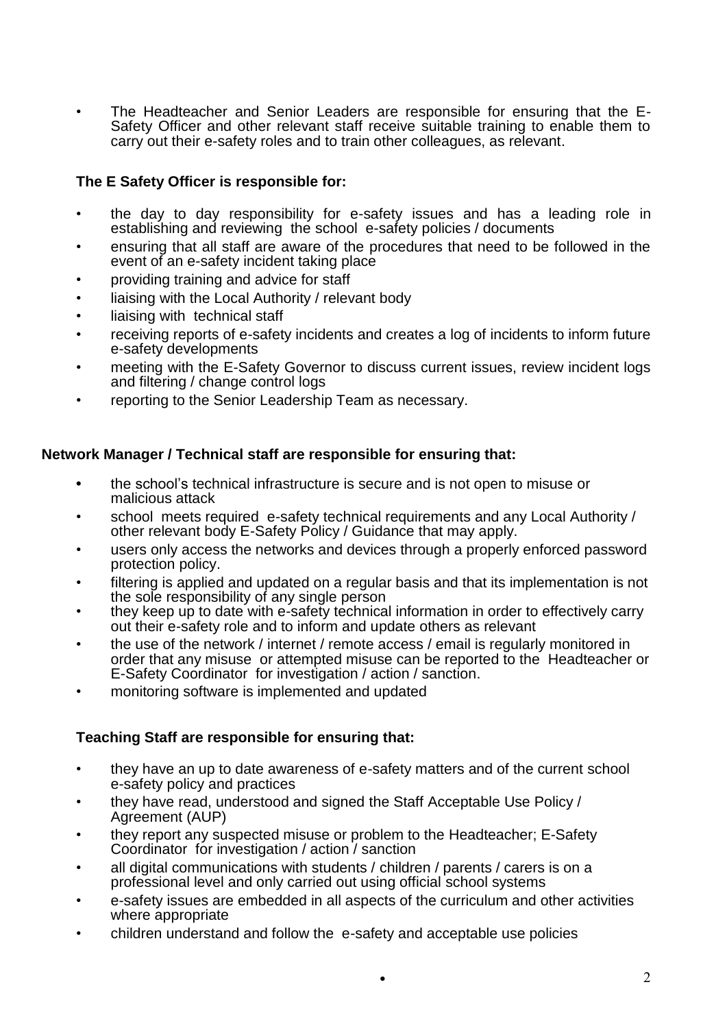- The Headteacher and Senior Leaders are responsible for ensuring that the E-Safety Officer and other relevant staff receive suitable training to enable them to carry out their e-safety roles and to train other colleagues, as relevant.

**The E Safety Officer is responsible for:**

- the day to day responsibility for e-safety issues and has a leading role in establishing and reviewing the school e-safety policies / documents
- ensuring that all staff are aware of the procedures that need to be followed in the event of an e-safety incident taking place
- providing training and advice for staff
- liaising with the Local Authority / relevant body
- liaising with technical staff
- receiving reports of e-safety incidents and creates a log of incidents to inform future e-safety developments
- meeting with the E-Safety Governor to discuss current issues, review incident logs and filtering / change control logs
- reporting to the Senior Leadership Team as necessary.

**Network Manager / Technical staff are responsible for ensuring that:**

- the school's technical infrastructure is secure and is not open to misuse or malicious attack
- school meets required e-safety technical requirements and any Local Authority / other relevant body E-Safety Policy / Guidance that may apply.
- users only access the networks and devices through a properly enforced password protection policy.
- filtering is applied and updated on a regular basis and that its implementation is not the sole responsibility of any single person
- they keep up to date with e-safety technical information in order to effectively carry out their e-safety role and to inform and update others as relevant
- the use of the network / internet / remote access / email is regularly monitored in order that any misuse or attempted misuse can be reported to the Headteacher or E-Safety Coordinator for investigation / action / sanction.
- monitoring software is implemented and updated

**Teaching Staff are responsible for ensuring that:**

- they have an up to date awareness of e-safety matters and of the current school e-safety policy and practices
- they have read, understood and signed the Staff Acceptable Use Policy / Agreement (AUP)
- they report any suspected misuse or problem to the Headteacher; E-Safety Coordinator for investigation / action / sanction
- all digital communications with students / children / parents / carers is on a professional level and only carried out using official school systems
- e-safety issues are embedded in all aspects of the curriculum and other activities where appropriate
- children understand and follow the e-safety and acceptable use policies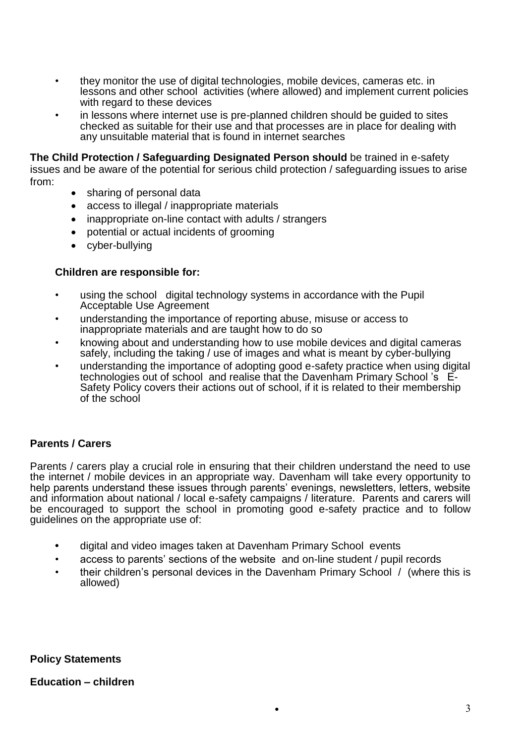- they monitor the use of digital technologies, mobile devices, cameras etc. in lessons and other school activities (where allowed) and implement current policies with regard to these devices
- in lessons where internet use is pre-planned children should be guided to sites checked as suitable for their use and that processes are in place for dealing with any unsuitable material that is found in internet searches

**The Child Protection / Safeguarding Designated Person should** be trained in e-safety issues and be aware of the potential for serious child protection / safeguarding issues to arise from:

- sharing of personal data
- access to illegal / inappropriate materials
- inappropriate on-line contact with adults / strangers
- potential or actual incidents of grooming
- cyber-bullying

**Children are responsible for:**

- using the school digital technology systems in accordance with the Pupil Acceptable Use Agreement
- understanding the importance of reporting abuse, misuse or access to inappropriate materials and are taught how to do so
- knowing about and understanding how to use mobile devices and digital cameras safely, including the taking / use of images and what is meant by cyber-bullying
- understanding the importance of adopting good e-safety practice when using digital technologies out of school and realise that the Davenham Primary School 's E-Safety Policy covers their actions out of school, if it is related to their membership of the school

**Parents / Carers**

Parents / carers play a crucial role in ensuring that their children understand the need to use the internet / mobile devices in an appropriate way. Davenham will take every opportunity to help parents understand these issues through parents' evenings, newsletters, letters, website and information about national / local e-safety campaigns / literature. Parents and carers will be encouraged to support the school in promoting good e-safety practice and to follow guidelines on the appropriate use of:

- digital and video images taken at Davenham Primary School events
- access to parents' sections of the website and on-line student / pupil records
- their children's personal devices in the Davenham Primary School / (where this is allowed)

**Policy Statements**

**Education – children**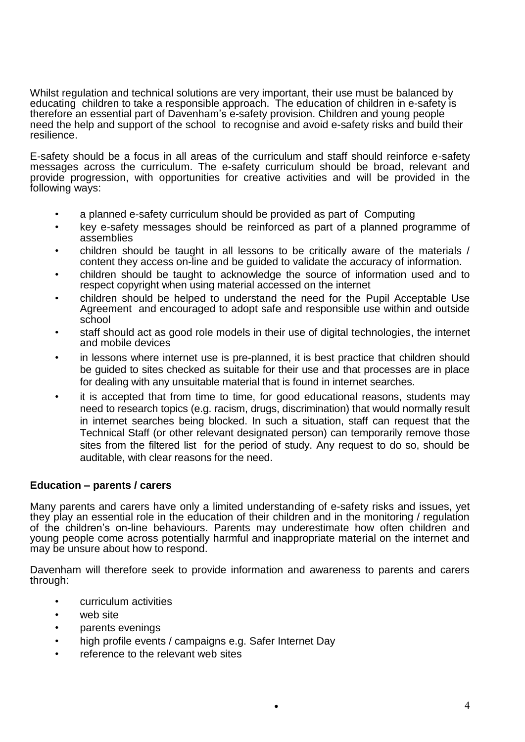Whilst regulation and technical solutions are very important, their use must be balanced by educating children to take a responsible approach. The education of children in e-safety is therefore an essential part of Davenham's e-safety provision. Children and young people need the help and support of the school to recognise and avoid e-safety risks and build their resilience.

E-safety should be a focus in all areas of the curriculum and staff should reinforce e-safety messages across the curriculum. The e-safety curriculum should be broad, relevant and provide progression, with opportunities for creative activities and will be provided in the following ways:

- a planned e-safety curriculum should be provided as part of Computing
- key e-safety messages should be reinforced as part of a planned programme of assemblies
- children should be taught in all lessons to be critically aware of the materials / content they access on-line and be guided to validate the accuracy of information.
- children should be taught to acknowledge the source of information used and to respect copyright when using material accessed on the internet
- children should be helped to understand the need for the Pupil Acceptable Use Agreement and encouraged to adopt safe and responsible use within and outside school
- staff should act as good role models in their use of digital technologies, the internet and mobile devices
- in lessons where internet use is pre-planned, it is best practice that children should be guided to sites checked as suitable for their use and that processes are in place for dealing with any unsuitable material that is found in internet searches.
- it is accepted that from time to time, for good educational reasons, students may need to research topics (e.g. racism, drugs, discrimination) that would normally result in internet searches being blocked. In such a situation, staff can request that the Technical Staff (or other relevant designated person) can temporarily remove those sites from the filtered list for the period of study. Any request to do so, should be auditable, with clear reasons for the need.

**Education – parents / carers**

Many parents and carers have only a limited understanding of e-safety risks and issues, yet they play an essential role in the education of their children and in the monitoring / regulation of the children's on-line behaviours. Parents may underestimate how often children and young people come across potentially harmful and inappropriate material on the internet and may be unsure about how to respond.

Davenham will therefore seek to provide information and awareness to parents and carers through:

- curriculum activities
- web site
- parents evenings
- high profile events / campaigns e.g. Safer Internet Day
- reference to the relevant web sites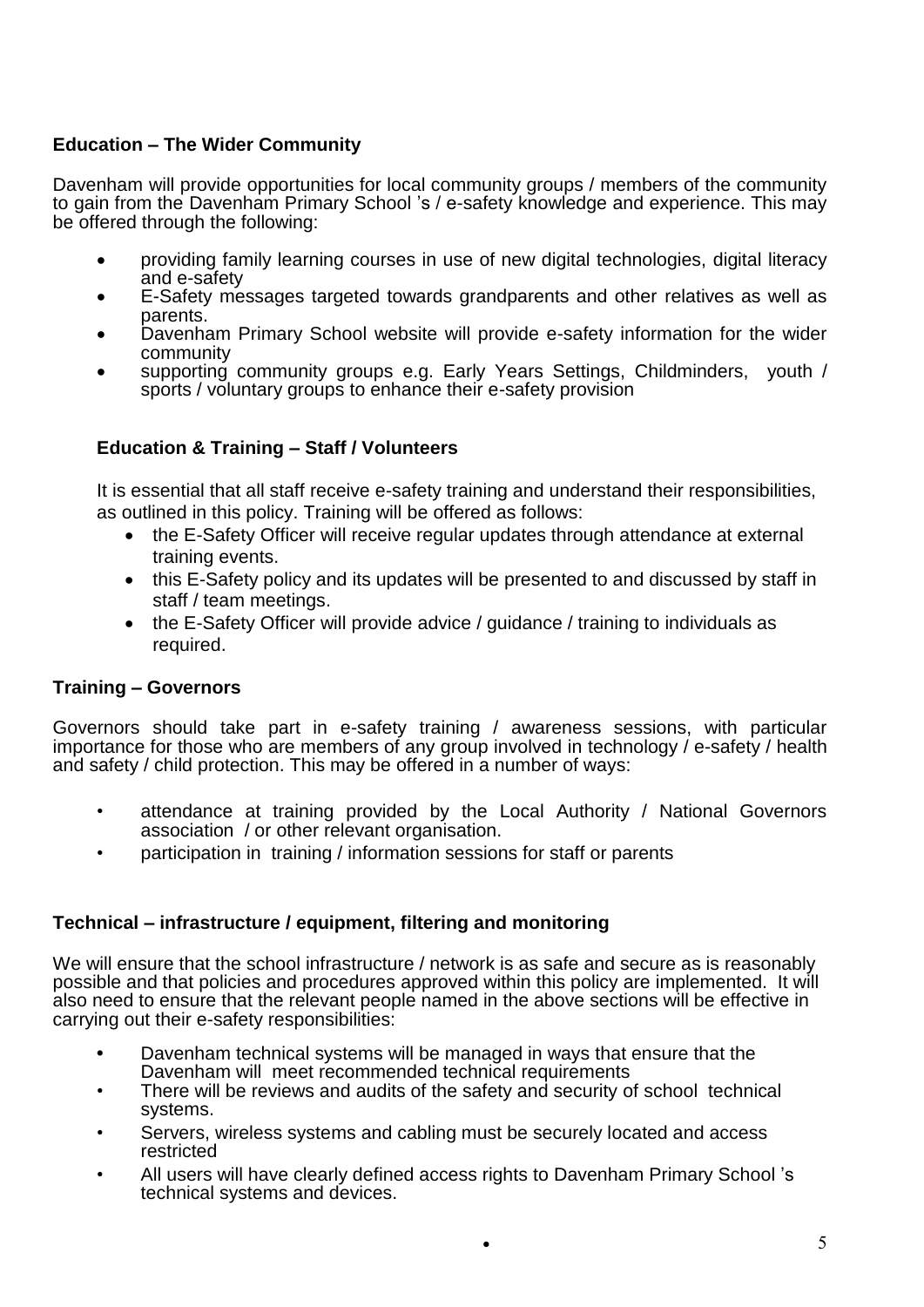**Education – The Wider Community**

Davenham will provide opportunities for local community groups / members of the community to gain from the Davenham Primary School 's / e-safety knowledge and experience. This may be offered through the following:

- providing family learning courses in use of new digital technologies, digital literacy and e-safety
- E-Safety messages targeted towards grandparents and other relatives as well as parents.
- Davenham Primary School website will provide e-safety information for the wider community
- supporting community groups e.g. Early Years Settings, Childminders, youth / sports / voluntary groups to enhance their e-safety provision

**Education & Training – Staff / Volunteers**

It is essential that all staff receive e-safety training and understand their responsibilities, as outlined in this policy. Training will be offered as follows:

- the E-Safety Officer will receive regular updates through attendance at external training events.
- this E-Safety policy and its updates will be presented to and discussed by staff in staff / team meetings.
- the E-Safety Officer will provide advice / guidance / training to individuals as required.

**Training – Governors**

Governors should take part in e-safety training / awareness sessions, with particular importance for those who are members of any group involved in technology / e-safety / health and safety / child protection. This may be offered in a number of ways:

- attendance at training provided by the Local Authority / National Governors association / or other relevant organisation.
- participation in training / information sessions for staff or parents

**Technical – infrastructure / equipment, filtering and monitoring**

We will ensure that the school infrastructure / network is as safe and secure as is reasonably possible and that policies and procedures approved within this policy are implemented. It will also need to ensure that the relevant people named in the above sections will be effective in carrying out their e-safety responsibilities:

- Davenham technical systems will be managed in ways that ensure that the Davenham will meet recommended technical requirements
- There will be reviews and audits of the safety and security of school technical systems.
- Servers, wireless systems and cabling must be securely located and access restricted
- All users will have clearly defined access rights to Davenham Primary School 's technical systems and devices.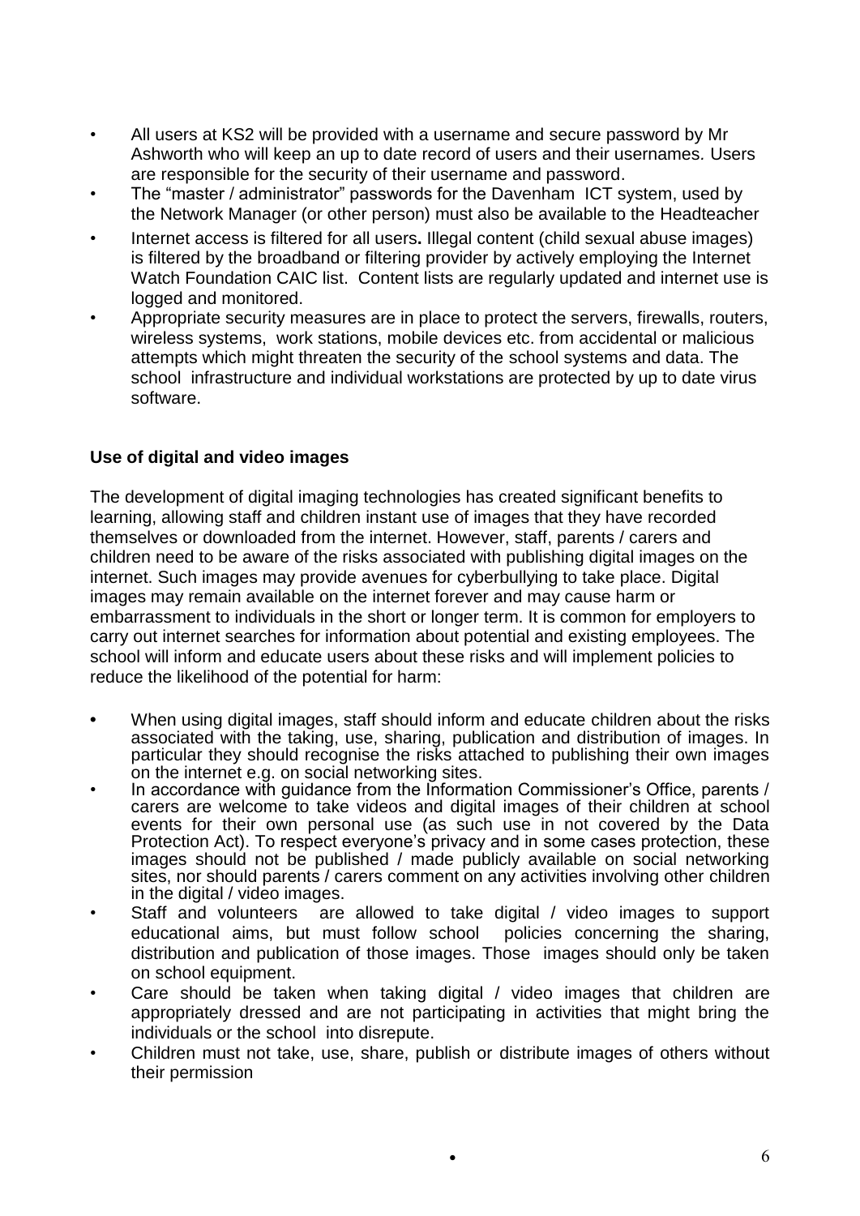- All users at KS2 will be provided with a username and secure password by Mr Ashworth who will keep an up to date record of users and their usernames. Users are responsible for the security of their username and password.
- The "master / administrator" passwords for the Davenham ICT system, used by the Network Manager (or other person) must also be available to the Headteacher
- Internet access is filtered for all users**.** Illegal content (child sexual abuse images) is filtered by the broadband or filtering provider by actively employing the Internet Watch Foundation CAIC list. Content lists are regularly updated and internet use is logged and monitored.
- Appropriate security measures are in place to protect the servers, firewalls, routers, wireless systems, work stations, mobile devices etc. from accidental or malicious attempts which might threaten the security of the school systems and data. The school infrastructure and individual workstations are protected by up to date virus software.

**Use of digital and video images**

The development of digital imaging technologies has created significant benefits to learning, allowing staff and children instant use of images that they have recorded themselves or downloaded from the internet. However, staff, parents / carers and children need to be aware of the risks associated with publishing digital images on the internet. Such images may provide avenues for cyberbullying to take place. Digital images may remain available on the internet forever and may cause harm or embarrassment to individuals in the short or longer term. It is common for employers to carry out internet searches for information about potential and existing employees. The school will inform and educate users about these risks and will implement policies to reduce the likelihood of the potential for harm:

- When using digital images, staff should inform and educate children about the risks associated with the taking, use, sharing, publication and distribution of images. In particular they should recognise the risks attached to publishing their own images on the internet e.g. on social networking sites.
- In accordance with guidance from the Information Commissioner's Office, parents / carers are welcome to take videos and digital images of their children at school events for their own personal use (as such use in not covered by the Data Protection Act). To respect everyone's privacy and in some cases protection, these images should not be published / made publicly available on social networking sites, nor should parents / carers comment on any activities involving other children in the digital / video images.
- Staff and volunteers are allowed to take digital / video images to support educational aims, but must follow school policies concerning the sharing, distribution and publication of those images. Those images should only be taken on school equipment.
- Care should be taken when taking digital / video images that children are appropriately dressed and are not participating in activities that might bring the individuals or the school into disrepute.
- Children must not take, use, share, publish or distribute images of others without their permission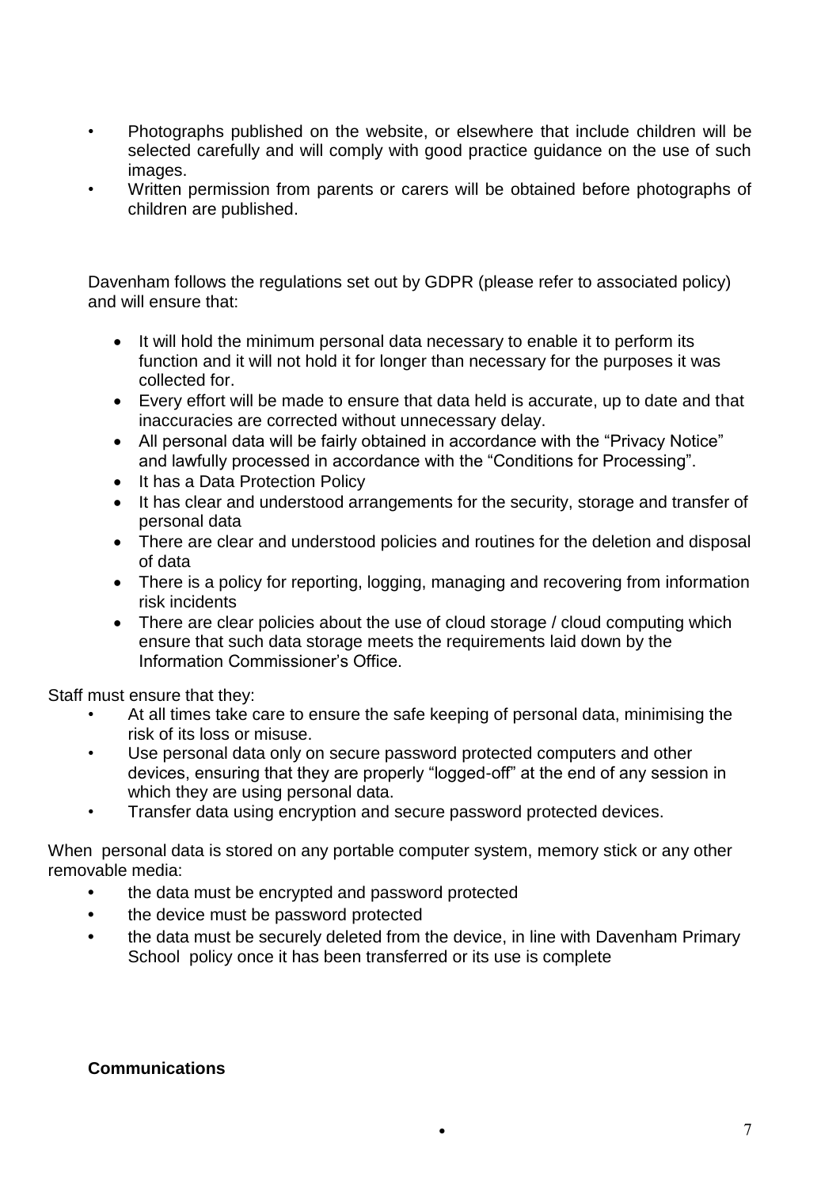- Photographs published on the website, or elsewhere that include children will be selected carefully and will comply with good practice guidance on the use of such images.
- Written permission from parents or carers will be obtained before photographs of children are published.

Davenham follows the regulations set out by GDPR (please refer to associated policy) and will ensure that:

- It will hold the minimum personal data necessary to enable it to perform its function and it will not hold it for longer than necessary for the purposes it was collected for.
- Every effort will be made to ensure that data held is accurate, up to date and that inaccuracies are corrected without unnecessary delay.
- All personal data will be fairly obtained in accordance with the "Privacy Notice" and lawfully processed in accordance with the "Conditions for Processing".
- It has a Data Protection Policy
- It has clear and understood arrangements for the security, storage and transfer of personal data
- There are clear and understood policies and routines for the deletion and disposal of data
- There is a policy for reporting, logging, managing and recovering from information risk incidents
- There are clear policies about the use of cloud storage / cloud computing which ensure that such data storage meets the requirements laid down by the Information Commissioner's Office.

Staff must ensure that they:

- At all times take care to ensure the safe keeping of personal data, minimising the risk of its loss or misuse.
- Use personal data only on secure password protected computers and other devices, ensuring that they are properly "logged-off" at the end of any session in which they are using personal data.
- Transfer data using encryption and secure password protected devices.

When personal data is stored on any portable computer system, memory stick or any other removable media:

- the data must be encrypted and password protected
- the device must be password protected
- the data must be securely deleted from the device, in line with Davenham Primary School policy once it has been transferred or its use is complete

**Communications**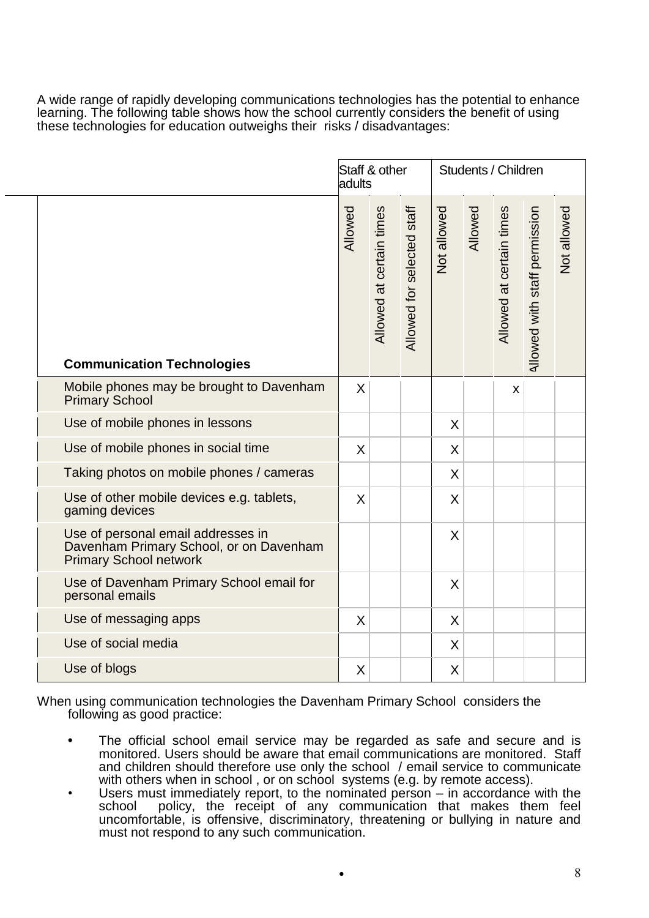A wide range of rapidly developing communications technologies has the potential to enhance learning. The following table shows how the school currently considers the benefit of using these technologies for education outweighs their risks / disadvantages:

| | Staff & other adults | | | | Students / Children | | | |
|---|---|---|---|---|---|---|---|---|
| **Communication Technologies** | Allowed | Allowed at certain times | Allowed for selected staff | Not allowed | Allowed | Allowed at certain times | Allowed with staff permission | Not allowed |
| Mobile phones may be brought to Davenham Primary School | X | | | | | x | | |
| Use of mobile phones in lessons | | | | X | | | | |
| Use of mobile phones in social time | X | | | X | | | | |
| Taking photos on mobile phones / cameras | | | | X | | | | |
| Use of other mobile devices e.g. tablets, gaming devices | X | | | X | | | | |
| Use of personal email addresses in Davenham Primary School, or on Davenham Primary School network | | | | X | | | | |
| Use of Davenham Primary School email for personal emails | | | | X | | | | |
| Use of messaging apps | X | | | X | | | | |
| Use of social media | | | | X | | | | |
| Use of blogs | X | | | X | | | | |

When using communication technologies the Davenham Primary School considers the following as good practice:

- The official school email service may be regarded as safe and secure and is monitored. Users should be aware that email communications are monitored. Staff and children should therefore use only the school / email service to communicate with others when in school , or on school systems (e.g. by remote access).
- Users must immediately report, to the nominated person – in accordance with the school policy, the receipt of any communication that makes them feel uncomfortable, is offensive, discriminatory, threatening or bullying in nature and must not respond to any such communication.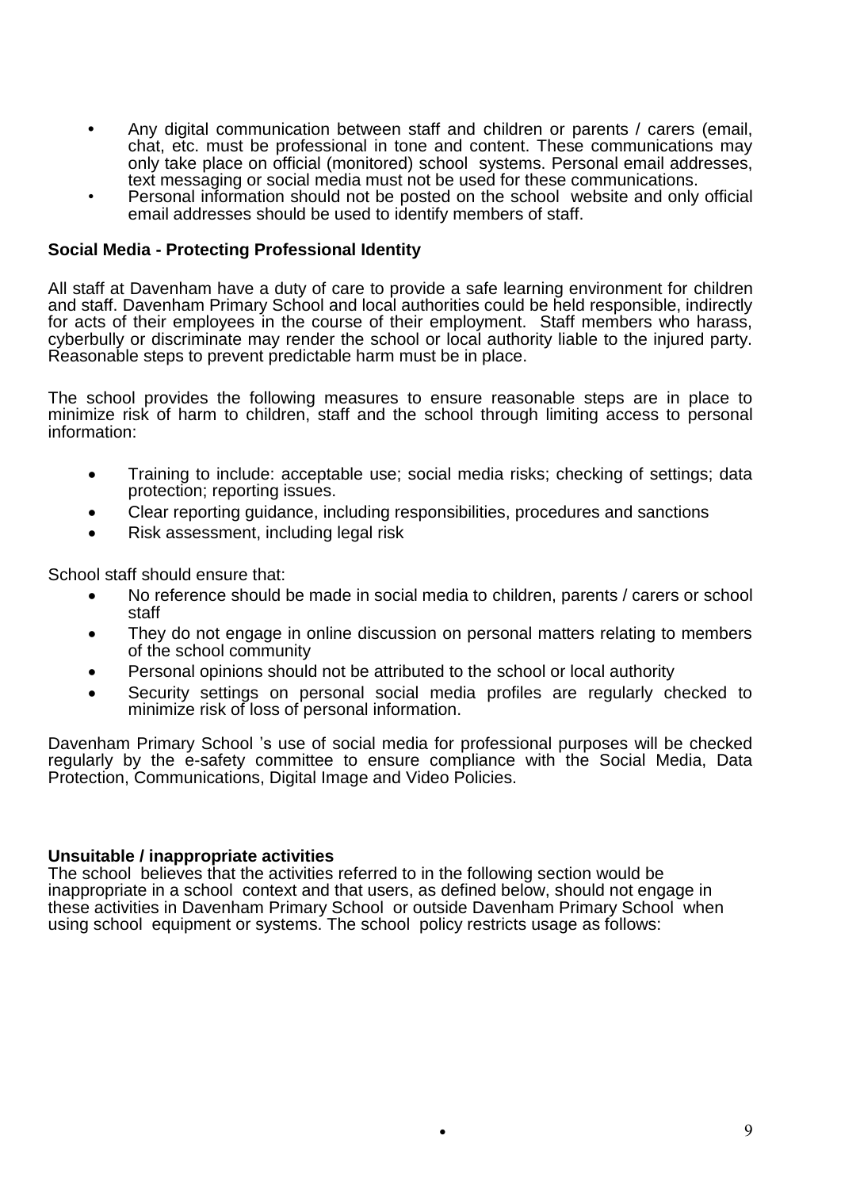- Any digital communication between staff and children or parents / carers (email, chat, etc. must be professional in tone and content. These communications may only take place on official (monitored) school systems. Personal email addresses, text messaging or social media must not be used for these communications.
- Personal information should not be posted on the school website and only official email addresses should be used to identify members of staff.

**Social Media - Protecting Professional Identity**

All staff at Davenham have a duty of care to provide a safe learning environment for children and staff. Davenham Primary School and local authorities could be held responsible, indirectly for acts of their employees in the course of their employment. Staff members who harass, cyberbully or discriminate may render the school or local authority liable to the injured party. Reasonable steps to prevent predictable harm must be in place.

The school provides the following measures to ensure reasonable steps are in place to minimize risk of harm to children, staff and the school through limiting access to personal information:

- Training to include: acceptable use; social media risks; checking of settings; data protection; reporting issues.
- Clear reporting guidance, including responsibilities, procedures and sanctions
- Risk assessment, including legal risk

School staff should ensure that:

- No reference should be made in social media to children, parents / carers or school staff
- They do not engage in online discussion on personal matters relating to members of the school community
- Personal opinions should not be attributed to the school or local authority
- Security settings on personal social media profiles are regularly checked to minimize risk of loss of personal information.

Davenham Primary School 's use of social media for professional purposes will be checked regularly by the e-safety committee to ensure compliance with the Social Media, Data Protection, Communications, Digital Image and Video Policies.

**Unsuitable / inappropriate activities**

The school believes that the activities referred to in the following section would be inappropriate in a school context and that users, as defined below, should not engage in these activities in Davenham Primary School or outside Davenham Primary School when using school equipment or systems. The school policy restricts usage as follows: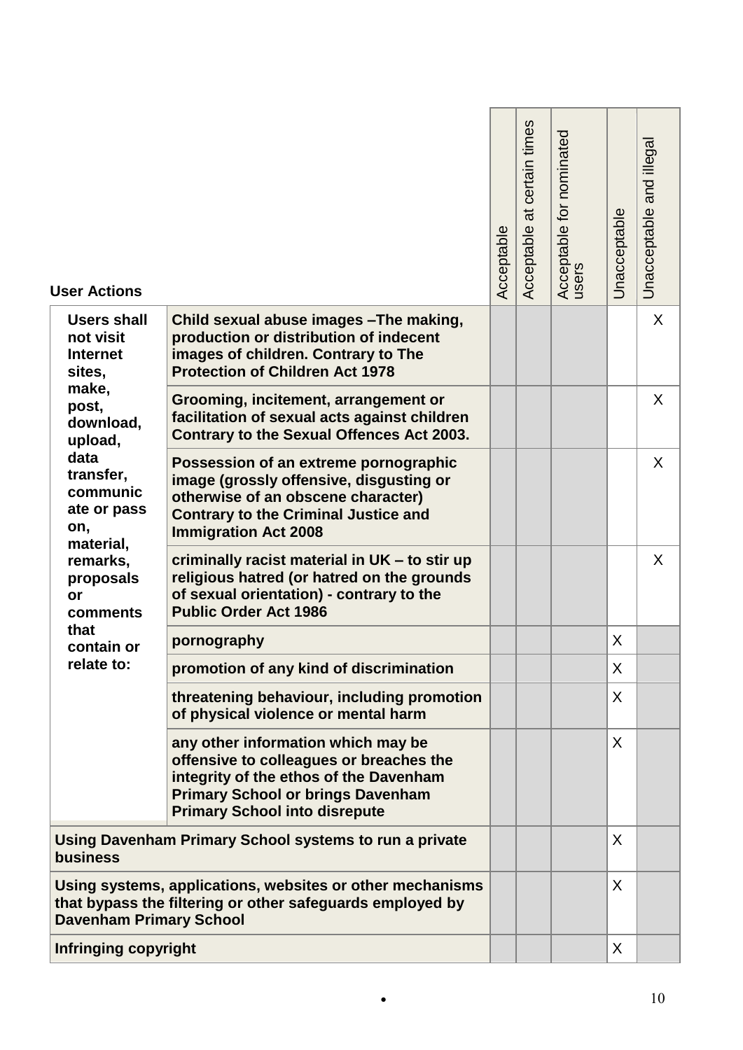| **User Actions** | | Acceptable | Acceptable at certain times | Acceptable for nominated users | Unacceptable | Unacceptable and illegal |
|---|---|---|---|---|---|---|
| **Users shall not visit Internet sites, make, post, download, upload, data transfer, communicate or pass on, material, remarks, proposals or comments that contain or relate to:** | **Child sexual abuse images –The making, production or distribution of indecent images of children. Contrary to The Protection of Children Act 1978** | | | | | X |
| | **Grooming, incitement, arrangement or facilitation of sexual acts against children Contrary to the Sexual Offences Act 2003.** | | | | | X |
| | **Possession of an extreme pornographic image (grossly offensive, disgusting or otherwise of an obscene character) Contrary to the Criminal Justice and Immigration Act 2008** | | | | | X |
| | **criminally racist material in UK – to stir up religious hatred (or hatred on the grounds of sexual orientation) - contrary to the Public Order Act 1986** | | | | | X |
| | **pornography** | | | | X | |
| | **promotion of any kind of discrimination** | | | | X | |
| | **threatening behaviour, including promotion of physical violence or mental harm** | | | | X | |
| | **any other information which may be offensive to colleagues or breaches the integrity of the ethos of the Davenham Primary School or brings Davenham Primary School into disrepute** | | | | X | |
| **Using Davenham Primary School systems to run a private business** | | | | | X | |
| **Using systems, applications, websites or other mechanisms that bypass the filtering or other safeguards employed by Davenham Primary School** | | | | | X | |
| **Infringing copyright** | | | | | X | |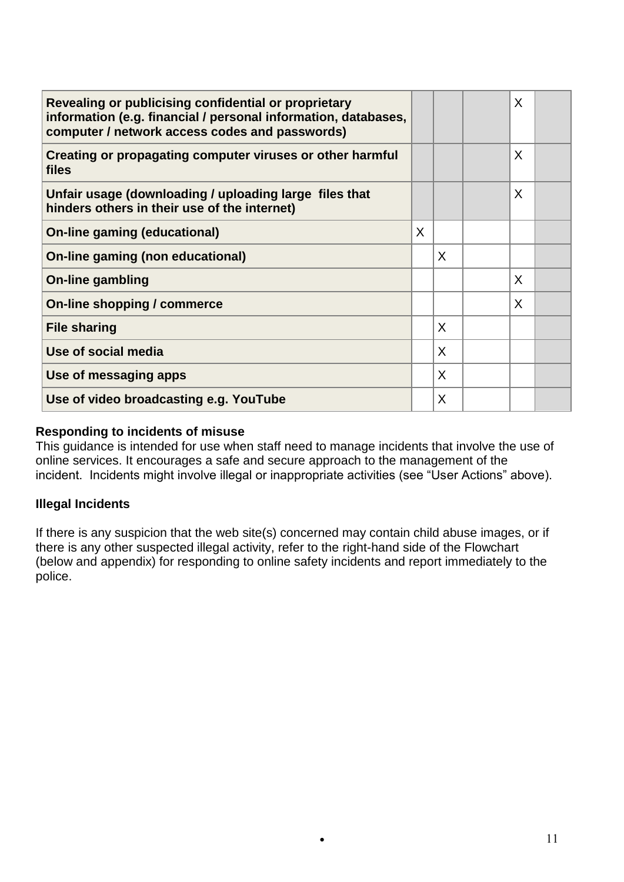| | | | | | |
|---|---|---|---|---|---|
| **Revealing or publicising confidential or proprietary information (e.g. financial / personal information, databases, computer / network access codes and passwords)** | | | | X | |
| **Creating or propagating computer viruses or other harmful files** | | | | X | |
| **Unfair usage (downloading / uploading large files that hinders others in their use of the internet)** | | | | X | |
| **On-line gaming (educational)** | X | | | | |
| **On-line gaming (non educational)** | | X | | | |
| **On-line gambling** | | | | X | |
| **On-line shopping / commerce** | | | | X | |
| **File sharing** | | X | | | |
| **Use of social media** | | X | | | |
| **Use of messaging apps** | | X | | | |
| **Use of video broadcasting e.g. YouTube** | | X | | | |

**Responding to incidents of misuse**

This guidance is intended for use when staff need to manage incidents that involve the use of online services. It encourages a safe and secure approach to the management of the incident. Incidents might involve illegal or inappropriate activities (see "User Actions" above).

**Illegal Incidents**

If there is any suspicion that the web site(s) concerned may contain child abuse images, or if there is any other suspected illegal activity, refer to the right-hand side of the Flowchart (below and appendix) for responding to online safety incidents and report immediately to the police.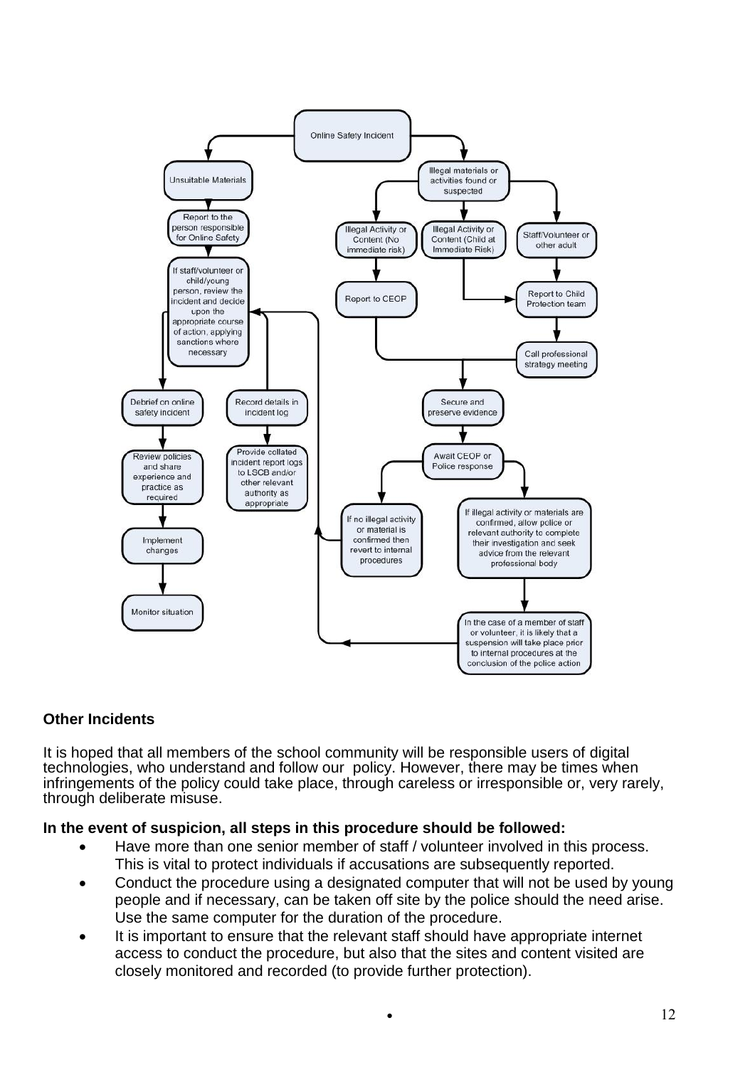Online Safety Incident

Unsuitable Materials

Report to the person responsible for Online Safety

If staff/volunteer or child/young person, review the incident and decide upon the appropriate course of action, applying sanctions where necessary

Debrief on online safety incident

Review policies and share experience and practice as required

Implement changes

Monitor situation

Record details in incident log

Provide collated incident report logs to LSCB and/or other relevant authority as appropriate

Illegal materials or activities found or suspected

Illegal Activity or Content (No immediate risk)

Illegal Activity or Content (Child at Immediate Risk)

Staff/Volunteer or other adult

Report to CEOP

Report to Child Protection team

Call professional strategy meeting

Secure and preserve evidence

Await CEOP or Police response

If no illegal activity or material is confirmed then revert to internal procedures

If illegal activity or materials are confirmed, allow police or relevant authority to complete their investigation and seek advice from the relevant professional body

In the case of a member of staff or volunteer, it is likely that a suspension will take place prior to internal procedures at the conclusion of the police action

**Other Incidents**

It is hoped that all members of the school community will be responsible users of digital technologies, who understand and follow our policy. However, there may be times when infringements of the policy could take place, through careless or irresponsible or, very rarely, through deliberate misuse.

**In the event of suspicion, all steps in this procedure should be followed:**

- Have more than one senior member of staff / volunteer involved in this process. This is vital to protect individuals if accusations are subsequently reported.
- Conduct the procedure using a designated computer that will not be used by young people and if necessary, can be taken off site by the police should the need arise. Use the same computer for the duration of the procedure.
- It is important to ensure that the relevant staff should have appropriate internet access to conduct the procedure, but also that the sites and content visited are closely monitored and recorded (to provide further protection).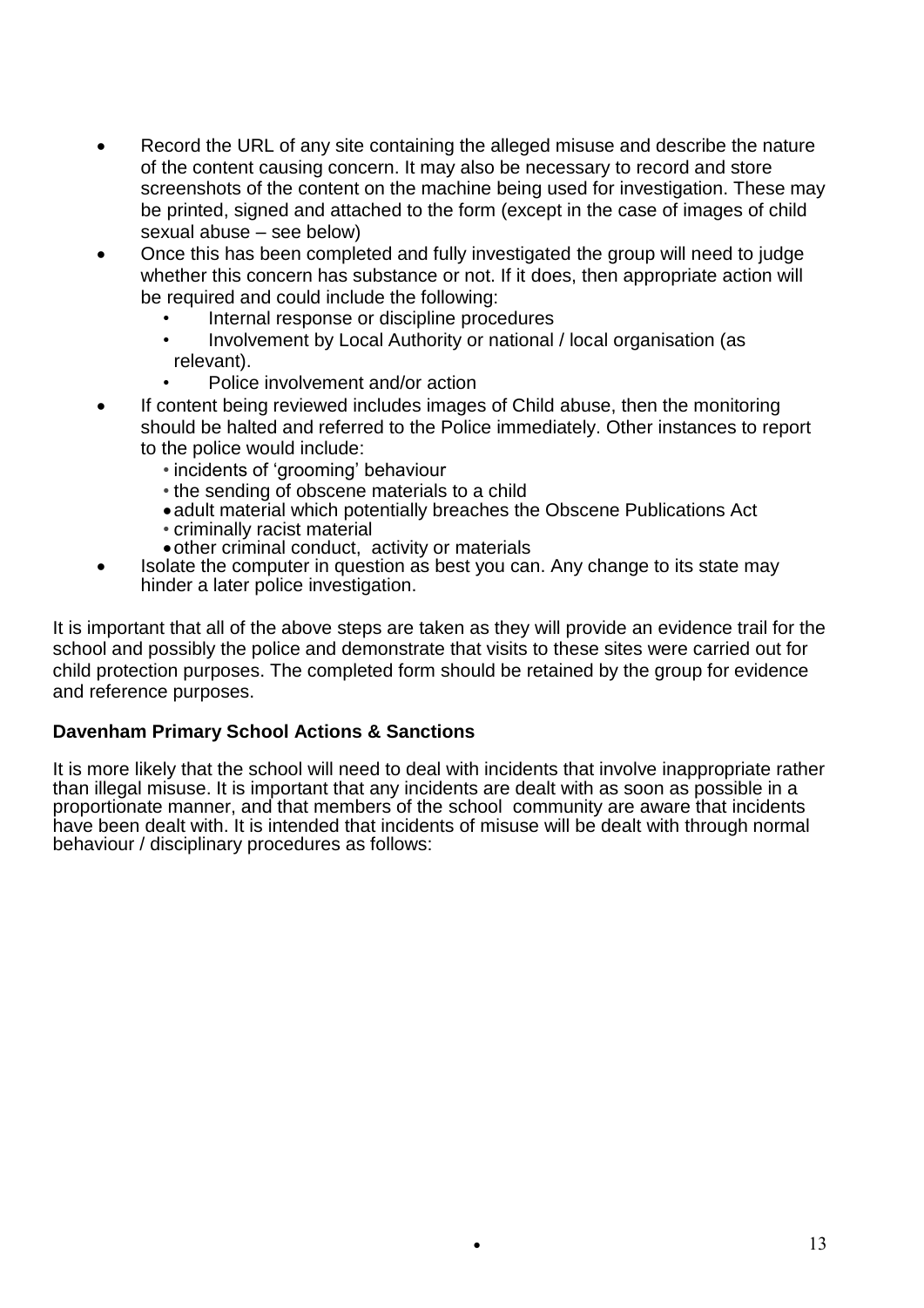- Record the URL of any site containing the alleged misuse and describe the nature of the content causing concern. It may also be necessary to record and store screenshots of the content on the machine being used for investigation. These may be printed, signed and attached to the form (except in the case of images of child sexual abuse – see below)
- Once this has been completed and fully investigated the group will need to judge whether this concern has substance or not. If it does, then appropriate action will be required and could include the following:
  - Internal response or discipline procedures
  - Involvement by Local Authority or national / local organisation (as relevant).
  - Police involvement and/or action
- If content being reviewed includes images of Child abuse, then the monitoring should be halted and referred to the Police immediately. Other instances to report to the police would include:
  - incidents of 'grooming' behaviour
  - the sending of obscene materials to a child
  - adult material which potentially breaches the Obscene Publications Act
  - criminally racist material
  - other criminal conduct, activity or materials
- Isolate the computer in question as best you can. Any change to its state may hinder a later police investigation.

It is important that all of the above steps are taken as they will provide an evidence trail for the school and possibly the police and demonstrate that visits to these sites were carried out for child protection purposes. The completed form should be retained by the group for evidence and reference purposes.

**Davenham Primary School Actions & Sanctions**

It is more likely that the school will need to deal with incidents that involve inappropriate rather than illegal misuse. It is important that any incidents are dealt with as soon as possible in a proportionate manner, and that members of the school community are aware that incidents have been dealt with. It is intended that incidents of misuse will be dealt with through normal behaviour / disciplinary procedures as follows: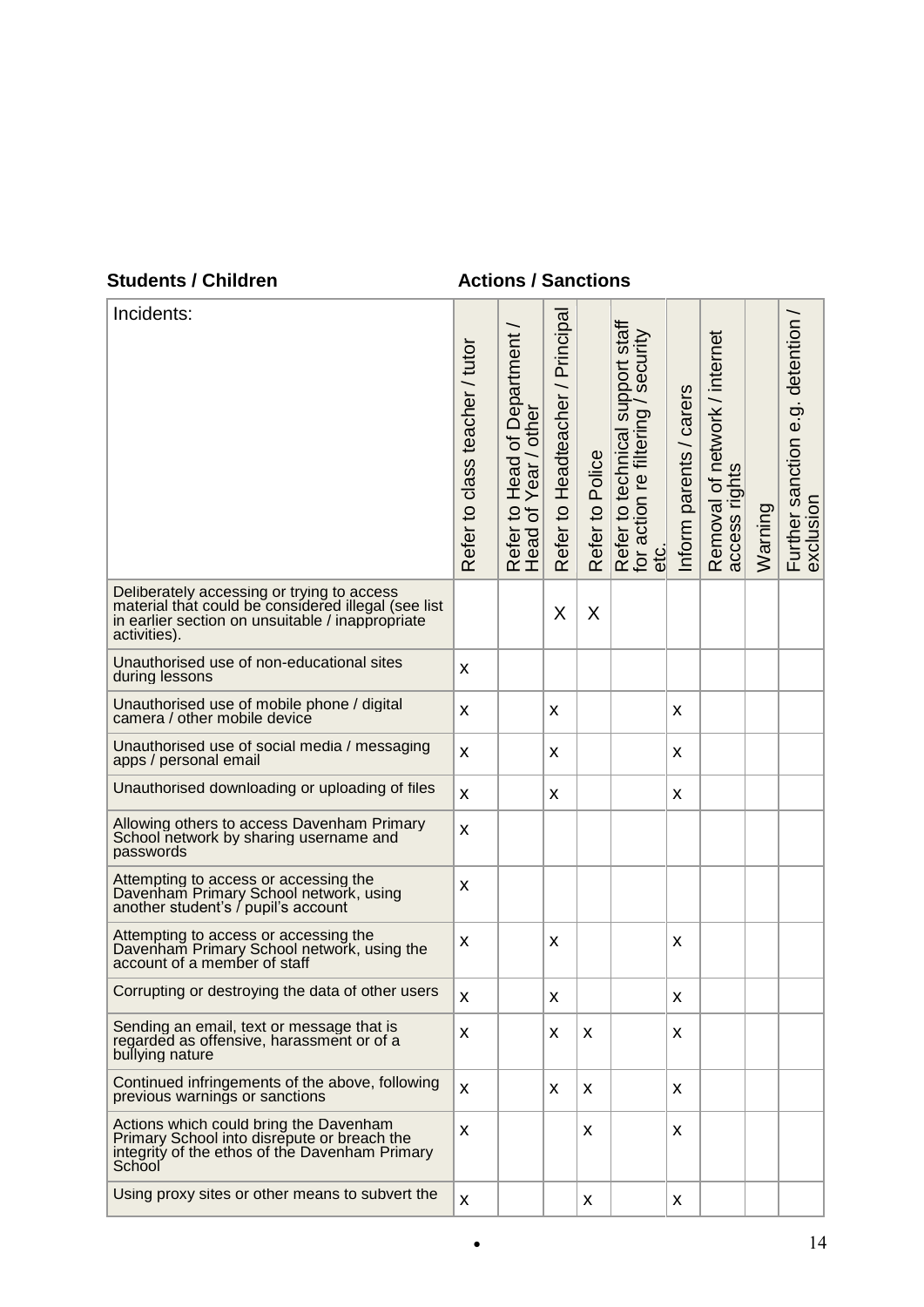**Students / Children** **Actions / Sanctions**

| Incidents: | Refer to class teacher / tutor | Refer to Head of Department / Head of Year / other | Refer to Headteacher / Principal | Refer to Police | Refer to technical support staff for action re filtering / security etc. | Inform parents / carers | Removal of network / internet access rights | Warning | Further sanction e.g. detention / exclusion |
|---|---|---|---|---|---|---|---|---|---|
| Deliberately accessing or trying to access material that could be considered illegal (see list in earlier section on unsuitable / inappropriate activities). | | | X | X | | | | | |
| Unauthorised use of non-educational sites during lessons | x | | | | | | | | |
| Unauthorised use of mobile phone / digital camera / other mobile device | x | | x | | | x | | | |
| Unauthorised use of social media / messaging apps / personal email | x | | x | | | x | | | |
| Unauthorised downloading or uploading of files | x | | x | | | x | | | |
| Allowing others to access Davenham Primary School network by sharing username and passwords | x | | | | | | | | |
| Attempting to access or accessing the Davenham Primary School network, using another student's / pupil's account | x | | | | | | | | |
| Attempting to access or accessing the Davenham Primary School network, using the account of a member of staff | x | | x | | | x | | | |
| Corrupting or destroying the data of other users | x | | x | | | x | | | |
| Sending an email, text or message that is regarded as offensive, harassment or of a bullying nature | x | | x | x | | x | | | |
| Continued infringements of the above, following previous warnings or sanctions | x | | x | x | | x | | | |
| Actions which could bring the Davenham Primary School into disrepute or breach the integrity of the ethos of the Davenham Primary School | x | | | x | | x | | | |
| Using proxy sites or other means to subvert the | x | | | x | | x | | | |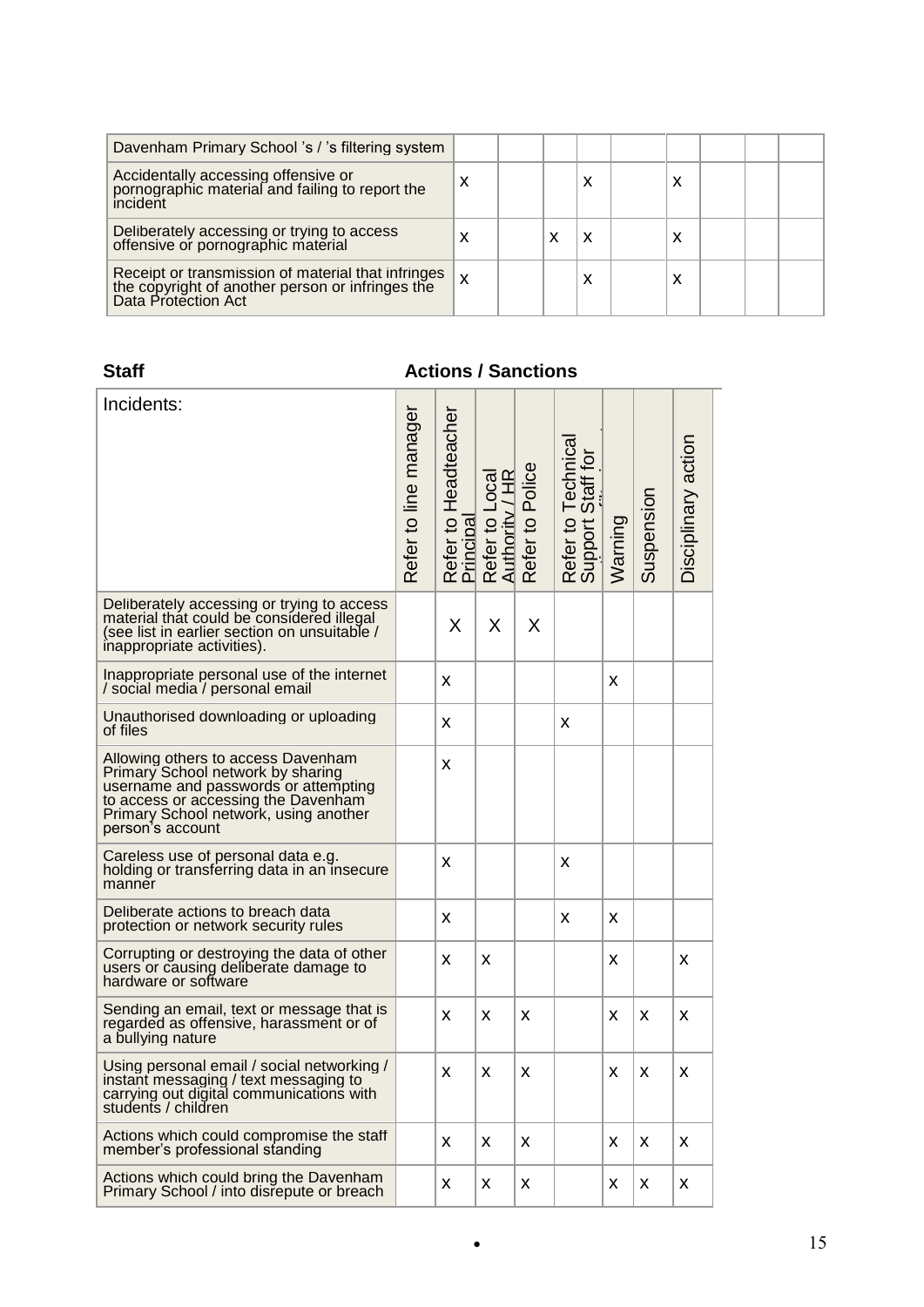| | | | | | | | | | |
|---|---|---|---|---|---|---|---|---|---|
| Davenham Primary School 's / 's filtering system | | | | | | | | | |
| Accidentally accessing offensive or pornographic material and failing to report the incident | x | | | x | | x | | | |
| Deliberately accessing or trying to access offensive or pornographic material | x | | x | x | | x | | | |
| Receipt or transmission of material that infringes the copyright of another person or infringes the Data Protection Act | x | | | x | | x | | | |

**Staff** **Actions / Sanctions**

| Incidents: | Refer to line manager | Refer to Headteacher Principal | Refer to Local Authority / HR | Refer to Police | Refer to Technical Support Staff for | Warning | Suspension | Disciplinary action |
|---|---|---|---|---|---|---|---|---|
| Deliberately accessing or trying to access material that could be considered illegal (see list in earlier section on unsuitable / inappropriate activities). | | X | X | X | | | | |
| Inappropriate personal use of the internet / social media / personal email | | x | | | | x | | |
| Unauthorised downloading or uploading of files | | x | | | x | | | |
| Allowing others to access Davenham Primary School network by sharing username and passwords or attempting to access or accessing the Davenham Primary School network, using another person's account | | x | | | | | | |
| Careless use of personal data e.g. holding or transferring data in an insecure manner | | x | | | x | | | |
| Deliberate actions to breach data protection or network security rules | | x | | | x | x | | |
| Corrupting or destroying the data of other users or causing deliberate damage to hardware or software | | x | x | | | x | | x |
| Sending an email, text or message that is regarded as offensive, harassment or of a bullying nature | | x | x | x | | x | x | x |
| Using personal email / social networking / instant messaging / text messaging to carrying out digital communications with students / children | | x | x | x | | x | x | x |
| Actions which could compromise the staff member's professional standing | | x | x | x | | x | x | x |
| Actions which could bring the Davenham Primary School / into disrepute or breach | | x | x | x | | x | x | x |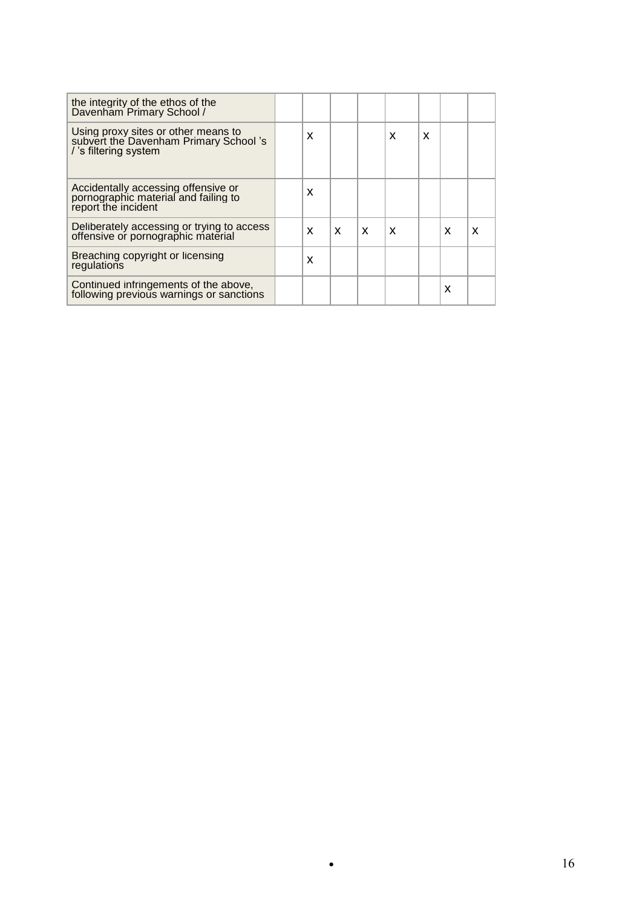| | | | | | | | | |
|---|---|---|---|---|---|---|---|---|
| the integrity of the ethos of the Davenham Primary School / | | | | | | | | |
| Using proxy sites or other means to subvert the Davenham Primary School 's / 's filtering system | | X | | | X | X | | |
| Accidentally accessing offensive or pornographic material and failing to report the incident | | X | | | | | | |
| Deliberately accessing or trying to access offensive or pornographic material | | X | X | X | X | | X | X |
| Breaching copyright or licensing regulations | | X | | | | | | |
| Continued infringements of the above, following previous warnings or sanctions | | | | | | | X | |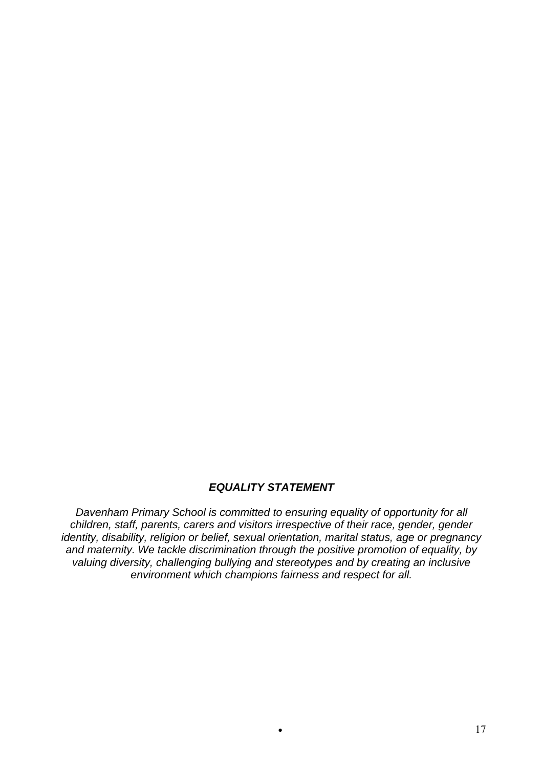## ***EQUALITY STATEMENT***

*Davenham Primary School is committed to ensuring equality of opportunity for all children, staff, parents, carers and visitors irrespective of their race, gender, gender identity, disability, religion or belief, sexual orientation, marital status, age or pregnancy and maternity. We tackle discrimination through the positive promotion of equality, by valuing diversity, challenging bullying and stereotypes and by creating an inclusive environment which champions fairness and respect for all.*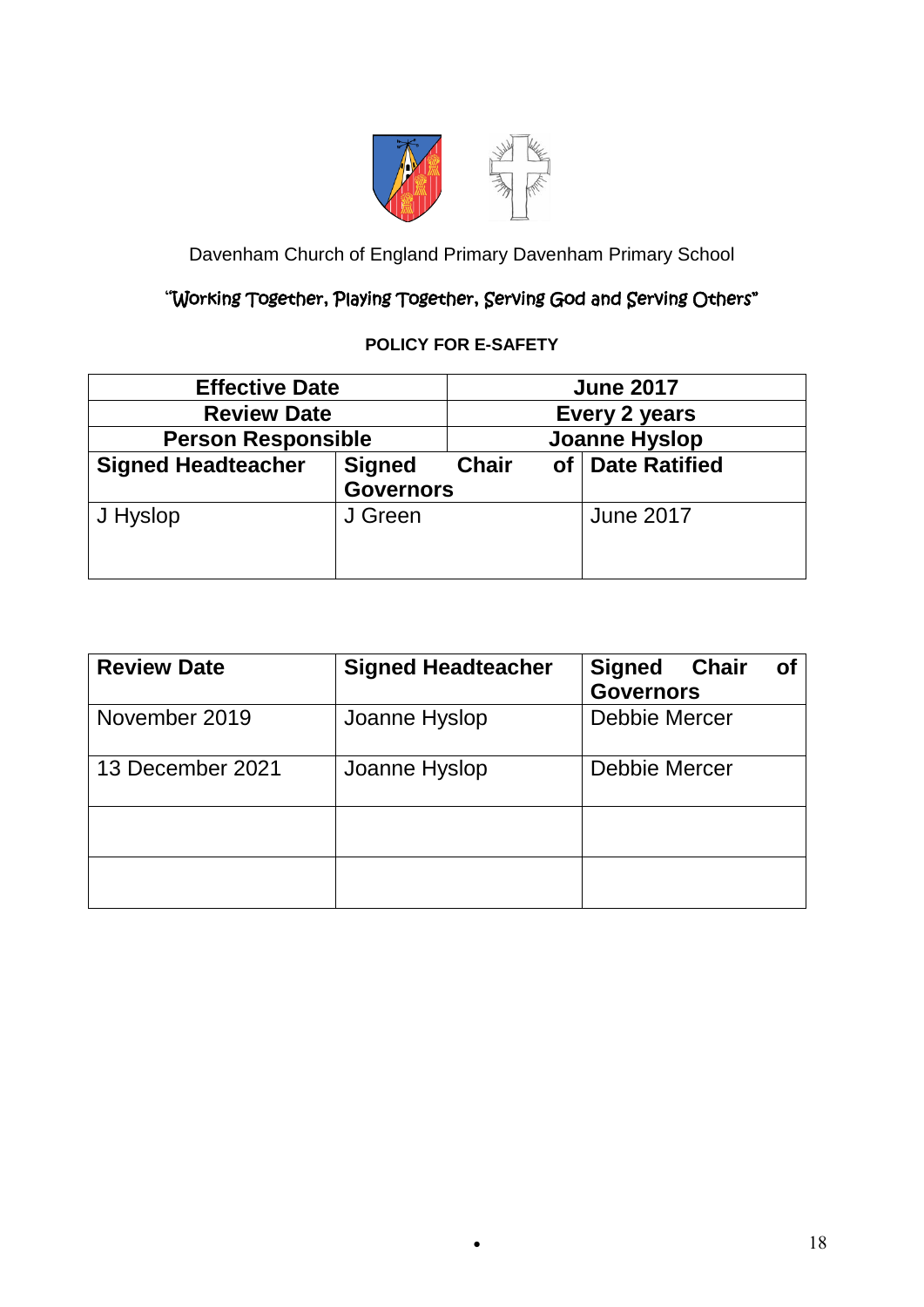Davenham Church of England Primary Davenham Primary School

"Working Together, Playing Together, Serving God and Serving Others"

**POLICY FOR E-SAFETY**

| Effective Date | | June 2017 |
|---|---|---|
| Review Date | | Every 2 years |
| Person Responsible | | Joanne Hyslop |
| **Signed Headteacher** | **Signed Chair of Governors** | **Date Ratified** |
| J Hyslop | J Green | June 2017 |

| Review Date | Signed Headteacher | Signed Chair of Governors |
|---|---|---|
| November 2019 | Joanne Hyslop | Debbie Mercer |
| 13 December 2021 | Joanne Hyslop | Debbie Mercer |
| | | |
| | | |